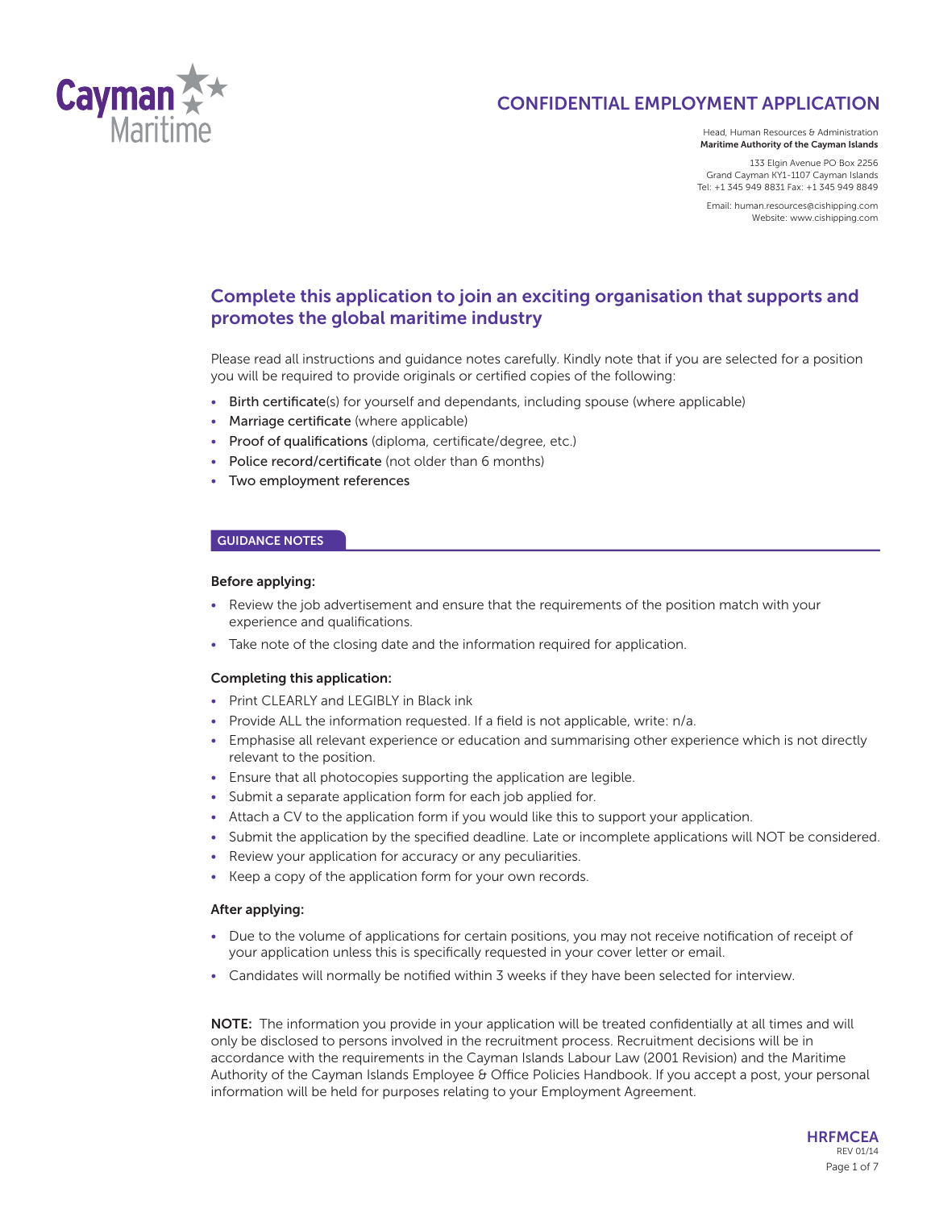Cayman Maritime

# CONFIDENTIAL EMPLOYMENT APPLICATION

Head, Human Resources & Administration
**Maritime Authority of the Cayman Islands**

133 Elgin Avenue PO Box 2256
Grand Cayman KY1-1107 Cayman Islands
Tel: +1 345 949 8831 Fax: +1 345 949 8849

Email: human.resources@cishipping.com
Website: www.cishipping.com

## Complete this application to join an exciting organisation that supports and promotes the global maritime industry

Please read all instructions and guidance notes carefully. Kindly note that if you are selected for a position you will be required to provide originals or certified copies of the following:

- Birth certificate(s) for yourself and dependants, including spouse (where applicable)
- Marriage certificate (where applicable)
- Proof of qualifications (diploma, certificate/degree, etc.)
- Police record/certificate (not older than 6 months)
- Two employment references

## GUIDANCE NOTES

### Before applying:

- Review the job advertisement and ensure that the requirements of the position match with your experience and qualifications.
- Take note of the closing date and the information required for application.

### Completing this application:

- Print CLEARLY and LEGIBLY in Black ink
- Provide ALL the information requested. If a field is not applicable, write: n/a.
- Emphasise all relevant experience or education and summarising other experience which is not directly relevant to the position.
- Ensure that all photocopies supporting the application are legible.
- Submit a separate application form for each job applied for.
- Attach a CV to the application form if you would like this to support your application.
- Submit the application by the specified deadline. Late or incomplete applications will NOT be considered.
- Review your application for accuracy or any peculiarities.
- Keep a copy of the application form for your own records.

### After applying:

- Due to the volume of applications for certain positions, you may not receive notification of receipt of your application unless this is specifically requested in your cover letter or email.
- Candidates will normally be notified within 3 weeks if they have been selected for interview.

**NOTE:** The information you provide in your application will be treated confidentially at all times and will only be disclosed to persons involved in the recruitment process. Recruitment decisions will be in accordance with the requirements in the Cayman Islands Labour Law (2001 Revision) and the Maritime Authority of the Cayman Islands Employee & Office Policies Handbook. If you accept a post, your personal information will be held for purposes relating to your Employment Agreement.

HRFMCEA
REV 01/14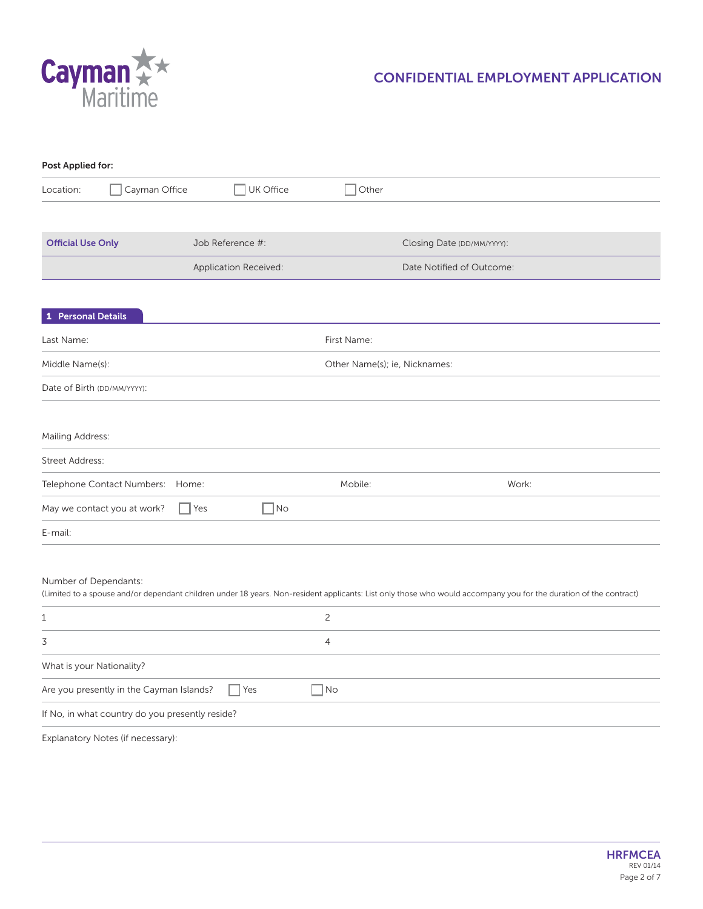Cayman Maritime

# CONFIDENTIAL EMPLOYMENT APPLICATION

**Post Applied for:**

Location: ☐ Cayman Office ☐ UK Office ☐ Other

| **Official Use Only** | Job Reference #: | Closing Date (DD/MM/YYYY): |
|---|---|---|
| | Application Received: | Date Notified of Outcome: |

## 1 Personal Details

| Last Name: | First Name: |
|---|---|
| Middle Name(s): | Other Name(s); ie, Nicknames: |
| Date of Birth (DD/MM/YYYY): | |

Mailing Address:

Street Address:

Telephone Contact Numbers: Home: Mobile: Work:

May we contact you at work? ☐ Yes ☐ No

E-mail:

Number of Dependants:
(Limited to a spouse and/or dependant children under 18 years. Non-resident applicants: List only those who would accompany you for the duration of the contract)

| 1 | 2 |
|---|---|
| 3 | 4 |

What is your Nationality?

Are you presently in the Cayman Islands? ☐ Yes ☐ No

If No, in what country do you presently reside?

Explanatory Notes (if necessary):

HRFMCEA
REV 01/14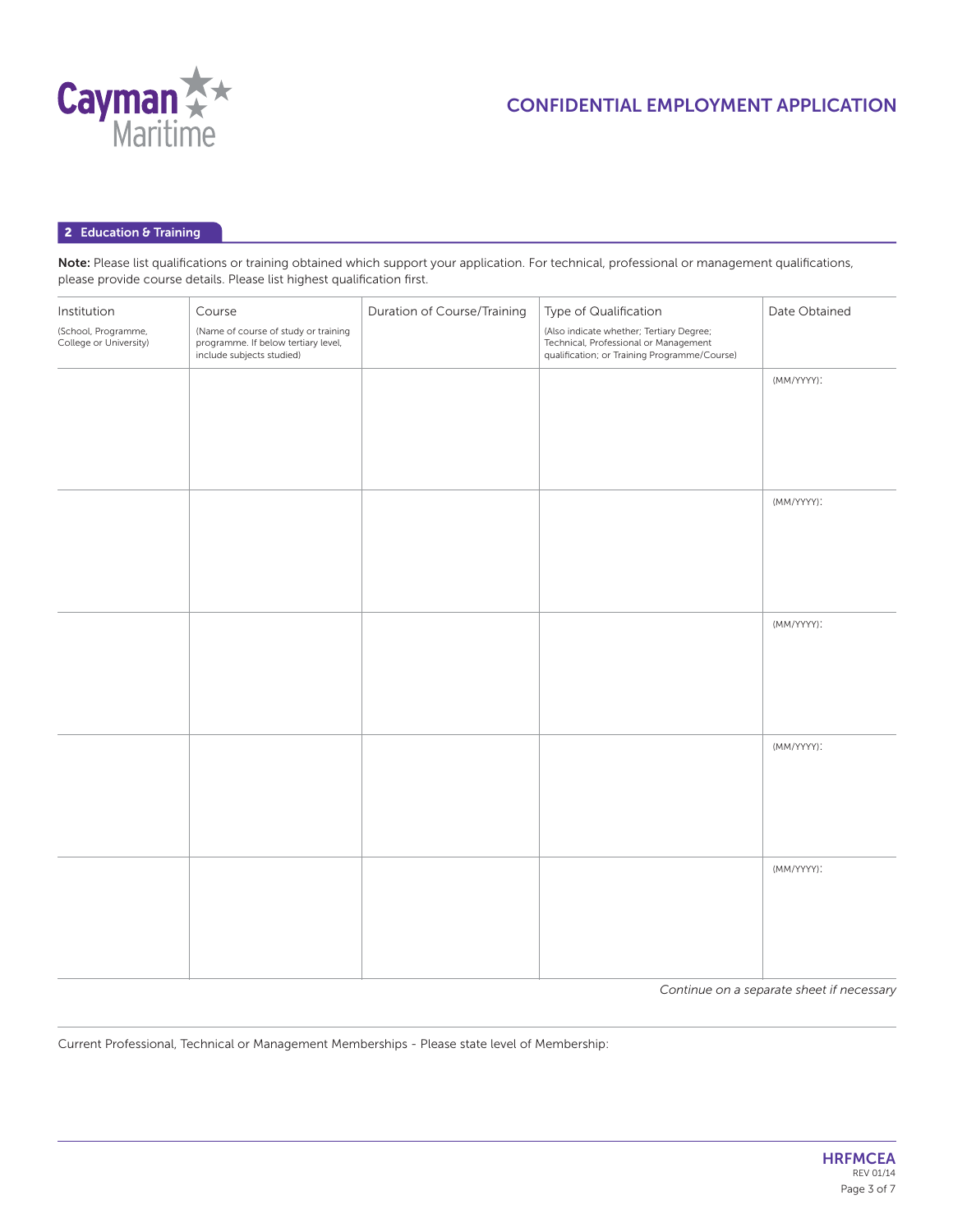## 2 Education & Training

**Note:** Please list qualifications or training obtained which support your application. For technical, professional or management qualifications, please provide course details. Please list highest qualification first.

| Institution (School, Programme, College or University) | Course (Name of course of study or training programme. If below tertiary level, include subjects studied) | Duration of Course/Training | Type of Qualification (Also indicate whether; Tertiary Degree; Technical, Professional or Management qualification; or Training Programme/Course) | Date Obtained |
|---|---|---|---|---|
| | | | | (MM/YYYY): |
| | | | | (MM/YYYY): |
| | | | | (MM/YYYY): |
| | | | | (MM/YYYY): |
| | | | | (MM/YYYY): |

*Continue on a separate sheet if necessary*

Current Professional, Technical or Management Memberships - Please state level of Membership:

HRFMCEA
REV 01/14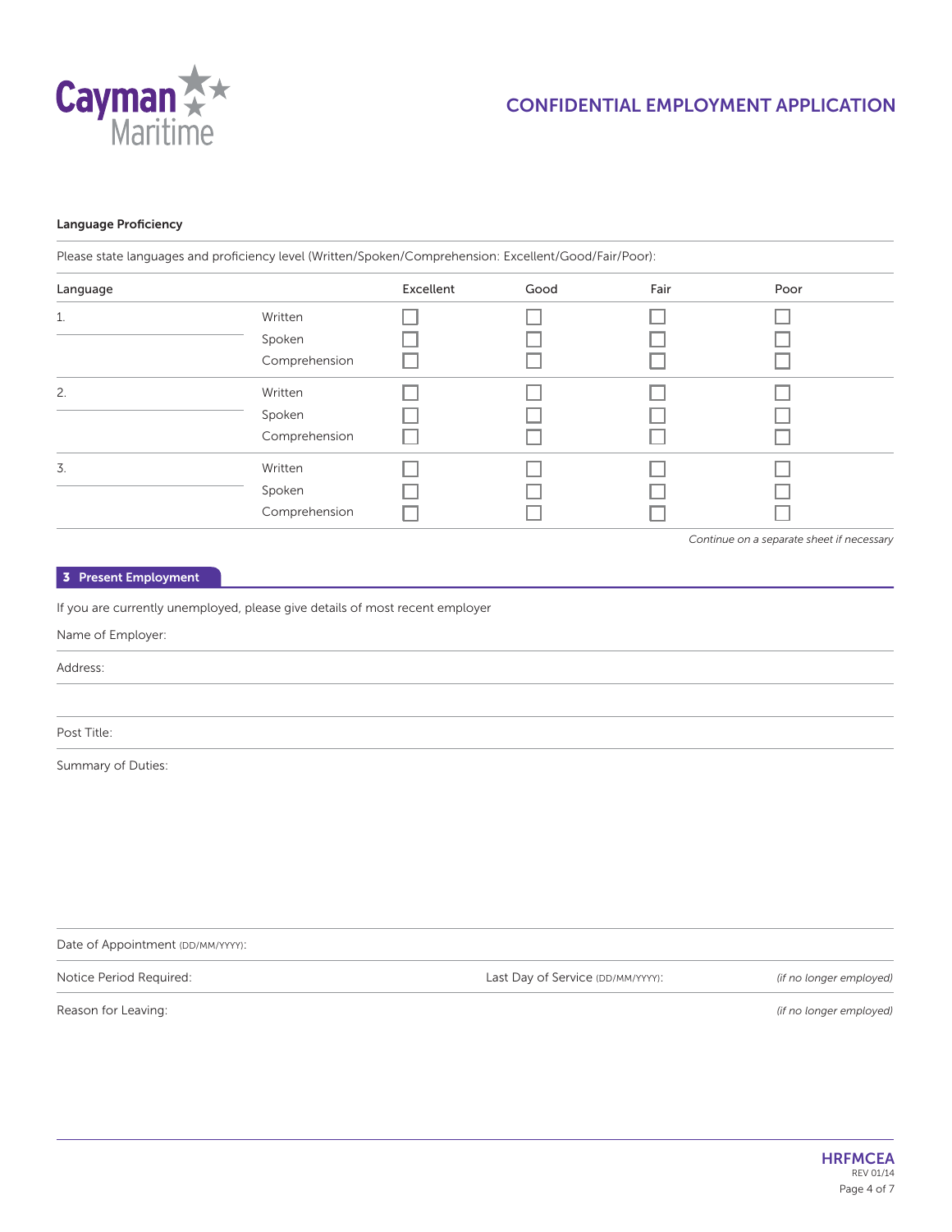### Language Proficiency

Please state languages and proficiency level (Written/Spoken/Comprehension: Excellent/Good/Fair/Poor):

| Language | | Excellent | Good | Fair | Poor |
|---|---|---|---|---|---|
| 1. | Written | ☐ | ☐ | ☐ | ☐ |
| | Spoken | ☐ | ☐ | ☐ | ☐ |
| | Comprehension | ☐ | ☐ | ☐ | ☐ |
| 2. | Written | ☐ | ☐ | ☐ | ☐ |
| | Spoken | ☐ | ☐ | ☐ | ☐ |
| | Comprehension | ☐ | ☐ | ☐ | ☐ |
| 3. | Written | ☐ | ☐ | ☐ | ☐ |
| | Spoken | ☐ | ☐ | ☐ | ☐ |
| | Comprehension | ☐ | ☐ | ☐ | ☐ |

*Continue on a separate sheet if necessary*

## 3 Present Employment

If you are currently unemployed, please give details of most recent employer

Name of Employer:

Address:

Post Title:

Summary of Duties:

Date of Appointment (DD/MM/YYYY):

Notice Period Required: Last Day of Service (DD/MM/YYYY): *(if no longer employed)*

Reason for Leaving: *(if no longer employed)*

HRFMCEA
REV 01/14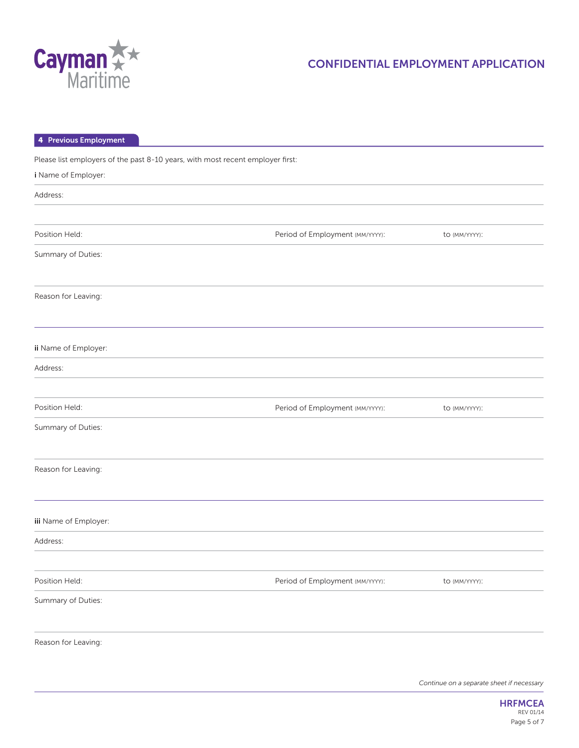## 4 Previous Employment

Please list employers of the past 8-10 years, with most recent employer first:

**i** Name of Employer:

Address:

Position Held:

Period of Employment (MM/YYYY):

to (MM/YYYY):

Summary of Duties:

Reason for Leaving:

**ii** Name of Employer:

Address:

Position Held:

Period of Employment (MM/YYYY):

to (MM/YYYY):

Summary of Duties:

Reason for Leaving:

**iii** Name of Employer:

Address:

Position Held:

Period of Employment (MM/YYYY):

to (MM/YYYY):

Summary of Duties:

Reason for Leaving:

*Continue on a separate sheet if necessary*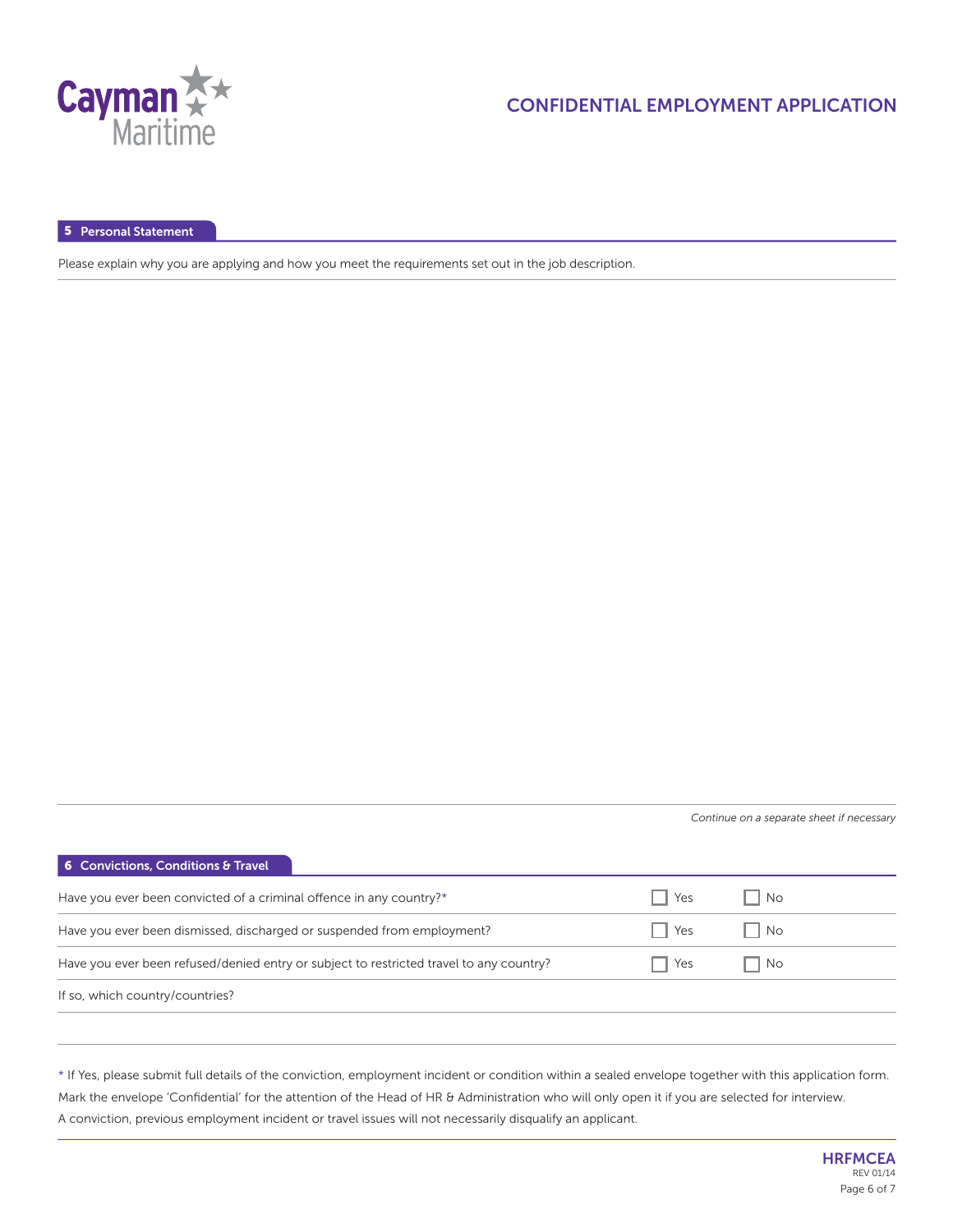## 5 Personal Statement

Please explain why you are applying and how you meet the requirements set out in the job description.

*Continue on a separate sheet if necessary*

## 6 Convictions, Conditions & Travel

| | | |
|---|---|---|
| Have you ever been convicted of a criminal offence in any country?* | ☐ Yes | ☐ No |
| Have you ever been dismissed, discharged or suspended from employment? | ☐ Yes | ☐ No |
| Have you ever been refused/denied entry or subject to restricted travel to any country? | ☐ Yes | ☐ No |

If so, which country/countries?

\* If Yes, please submit full details of the conviction, employment incident or condition within a sealed envelope together with this application form. Mark the envelope 'Confidential' for the attention of the Head of HR & Administration who will only open it if you are selected for interview. A conviction, previous employment incident or travel issues will not necessarily disqualify an applicant.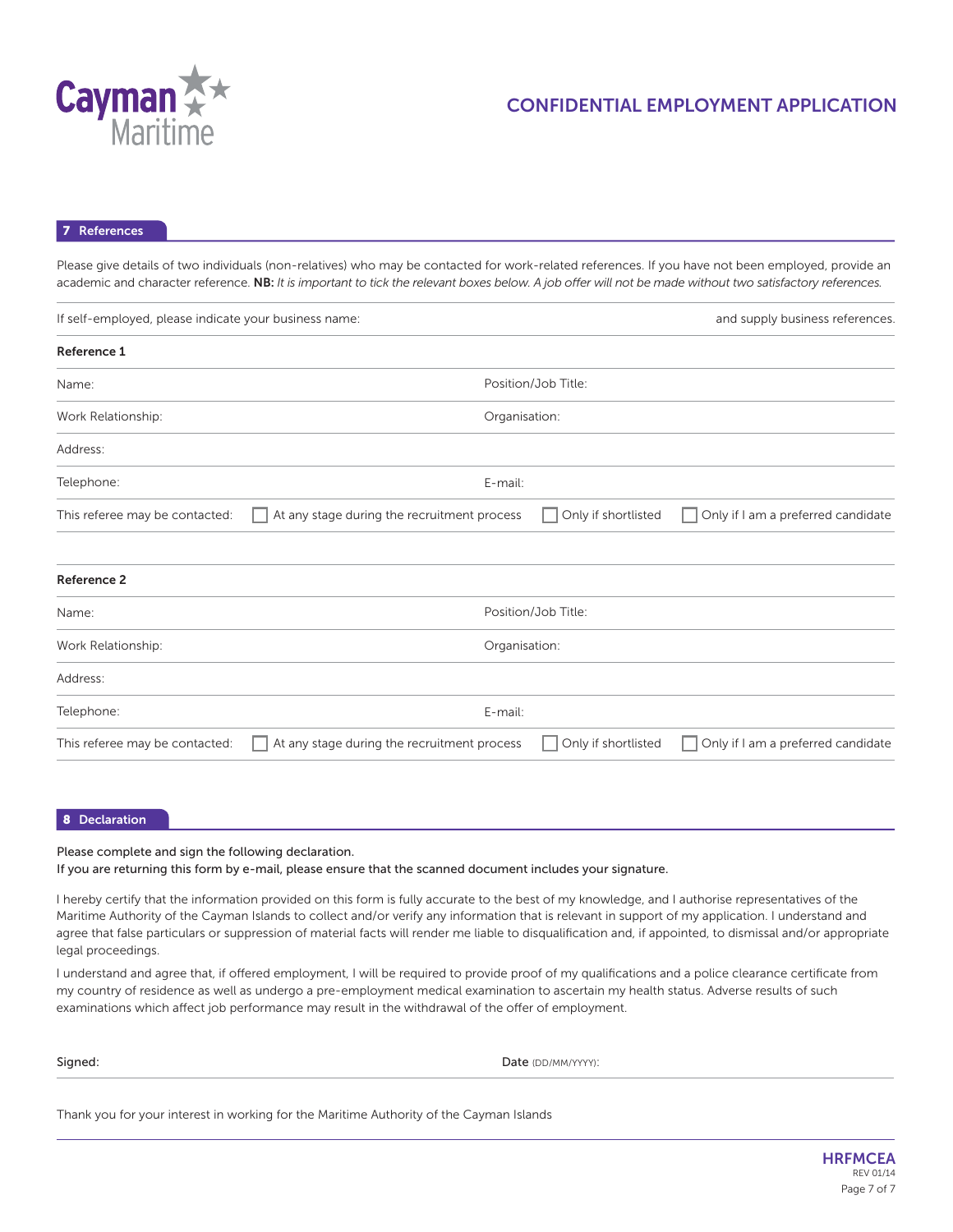Cayman Maritime

# CONFIDENTIAL EMPLOYMENT APPLICATION

## 7 References

Please give details of two individuals (non-relatives) who may be contacted for work-related references. If you have not been employed, provide an academic and character reference. **NB:** *It is important to tick the relevant boxes below. A job offer will not be made without two satisfactory references.*

If self-employed, please indicate your business name: and supply business references.

**Reference 1**

| | |
|---|---|
| Name: | Position/Job Title: |
| Work Relationship: | Organisation: |
| Address: | |
| Telephone: | E-mail: |

This referee may be contacted: ☐ At any stage during the recruitment process ☐ Only if shortlisted ☐ Only if I am a preferred candidate

**Reference 2**

| | |
|---|---|
| Name: | Position/Job Title: |
| Work Relationship: | Organisation: |
| Address: | |
| Telephone: | E-mail: |

This referee may be contacted: ☐ At any stage during the recruitment process ☐ Only if shortlisted ☐ Only if I am a preferred candidate

## 8 Declaration

Please complete and sign the following declaration.
If you are returning this form by e-mail, please ensure that the scanned document includes your signature.

I hereby certify that the information provided on this form is fully accurate to the best of my knowledge, and I authorise representatives of the Maritime Authority of the Cayman Islands to collect and/or verify any information that is relevant in support of my application. I understand and agree that false particulars or suppression of material facts will render me liable to disqualification and, if appointed, to dismissal and/or appropriate legal proceedings.

I understand and agree that, if offered employment, I will be required to provide proof of my qualifications and a police clearance certificate from my country of residence as well as undergo a pre-employment medical examination to ascertain my health status. Adverse results of such examinations which affect job performance may result in the withdrawal of the offer of employment.

Signed: Date (DD/MM/YYYY):

Thank you for your interest in working for the Maritime Authority of the Cayman Islands

HRFMCEA
REV 01/14